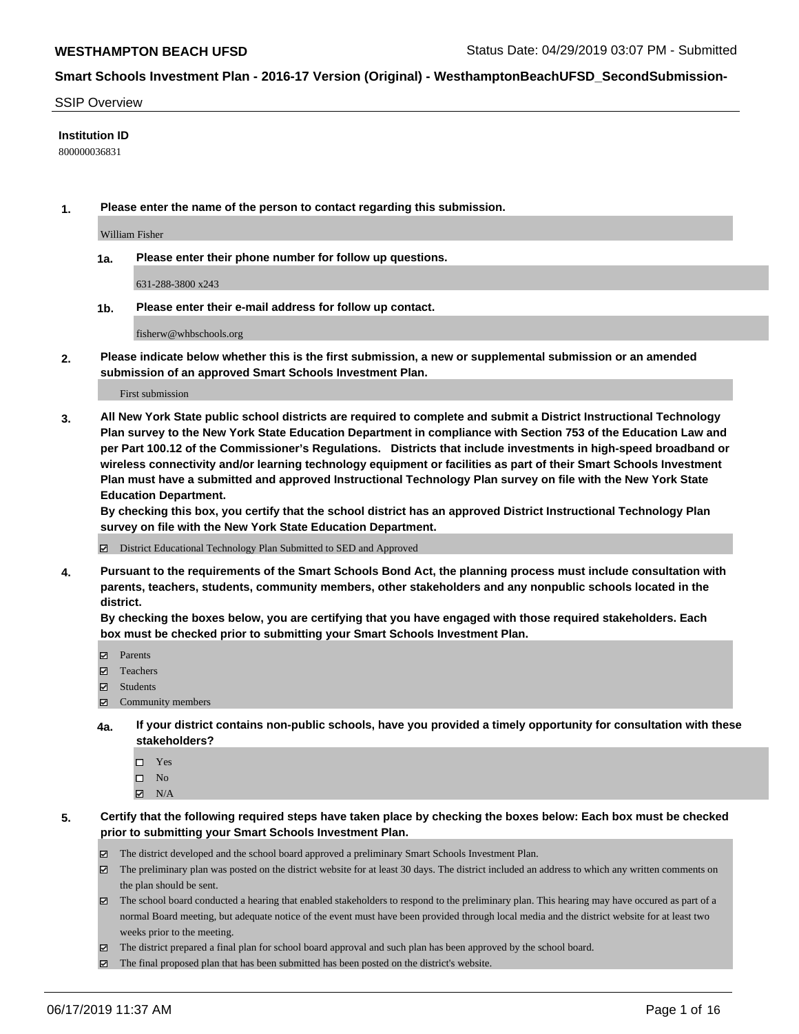## SSIP Overview

**Institution ID**

800000036831

**1. Please enter the name of the person to contact regarding this submission.**

William Fisher

**1a. Please enter their phone number for follow up questions.**

631-288-3800 x243

**1b. Please enter their e-mail address for follow up contact.**

fisherw@whbschools.org

**2. Please indicate below whether this is the first submission, a new or supplemental submission or an amended submission of an approved Smart Schools Investment Plan.**

First submission

**3. All New York State public school districts are required to complete and submit a District Instructional Technology Plan survey to the New York State Education Department in compliance with Section 753 of the Education Law and per Part 100.12 of the Commissioner's Regulations. Districts that include investments in high-speed broadband or wireless connectivity and/or learning technology equipment or facilities as part of their Smart Schools Investment Plan must have a submitted and approved Instructional Technology Plan survey on file with the New York State Education Department.**
**By checking this box, you certify that the school district has an approved District Instructional Technology Plan survey on file with the New York State Education Department.**

- [x] District Educational Technology Plan Submitted to SED and Approved

**4. Pursuant to the requirements of the Smart Schools Bond Act, the planning process must include consultation with parents, teachers, students, community members, other stakeholders and any nonpublic schools located in the district.**
**By checking the boxes below, you are certifying that you have engaged with those required stakeholders. Each box must be checked prior to submitting your Smart Schools Investment Plan.**

- [x] Parents
- [x] Teachers
- [x] Students
- [x] Community members

**4a. If your district contains non-public schools, have you provided a timely opportunity for consultation with these stakeholders?**

- [ ] Yes
- [ ] No
- [x] N/A

**5. Certify that the following required steps have taken place by checking the boxes below: Each box must be checked prior to submitting your Smart Schools Investment Plan.**

- [x] The district developed and the school board approved a preliminary Smart Schools Investment Plan.
- [x] The preliminary plan was posted on the district website for at least 30 days. The district included an address to which any written comments on the plan should be sent.
- [x] The school board conducted a hearing that enabled stakeholders to respond to the preliminary plan. This hearing may have occured as part of a normal Board meeting, but adequate notice of the event must have been provided through local media and the district website for at least two weeks prior to the meeting.
- [x] The district prepared a final plan for school board approval and such plan has been approved by the school board.
- [x] The final proposed plan that has been submitted has been posted on the district's website.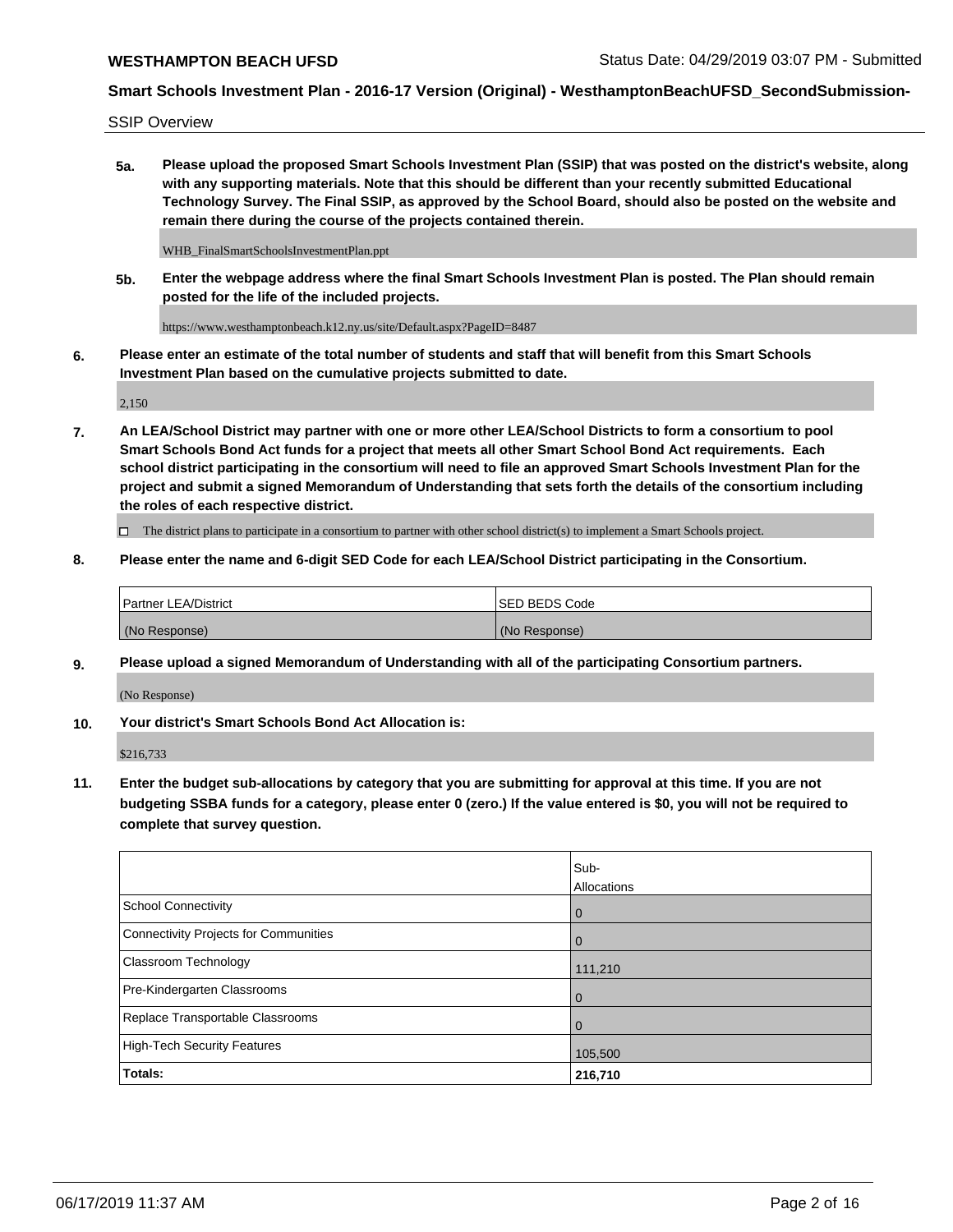SSIP Overview

**5a. Please upload the proposed Smart Schools Investment Plan (SSIP) that was posted on the district's website, along with any supporting materials. Note that this should be different than your recently submitted Educational Technology Survey. The Final SSIP, as approved by the School Board, should also be posted on the website and remain there during the course of the projects contained therein.**

WHB_FinalSmartSchoolsInvestmentPlan.ppt

**5b. Enter the webpage address where the final Smart Schools Investment Plan is posted. The Plan should remain posted for the life of the included projects.**

https://www.westhamptonbeach.k12.ny.us/site/Default.aspx?PageID=8487

**6. Please enter an estimate of the total number of students and staff that will benefit from this Smart Schools Investment Plan based on the cumulative projects submitted to date.**

2,150

**7. An LEA/School District may partner with one or more other LEA/School Districts to form a consortium to pool Smart Schools Bond Act funds for a project that meets all other Smart School Bond Act requirements. Each school district participating in the consortium will need to file an approved Smart Schools Investment Plan for the project and submit a signed Memorandum of Understanding that sets forth the details of the consortium including the roles of each respective district.**

☐ The district plans to participate in a consortium to partner with other school district(s) to implement a Smart Schools project.

**8. Please enter the name and 6-digit SED Code for each LEA/School District participating in the Consortium.**

| Partner LEA/District | SED BEDS Code |
|---|---|
| (No Response) | (No Response) |

**9. Please upload a signed Memorandum of Understanding with all of the participating Consortium partners.**

(No Response)

**10. Your district's Smart Schools Bond Act Allocation is:**

$216,733

**11. Enter the budget sub-allocations by category that you are submitting for approval at this time. If you are not budgeting SSBA funds for a category, please enter 0 (zero.) If the value entered is $0, you will not be required to complete that survey question.**

| | Sub-Allocations |
|---|---|
| School Connectivity | 0 |
| Connectivity Projects for Communities | 0 |
| Classroom Technology | 111,210 |
| Pre-Kindergarten Classrooms | 0 |
| Replace Transportable Classrooms | 0 |
| High-Tech Security Features | 105,500 |
| **Totals:** | **216,710** |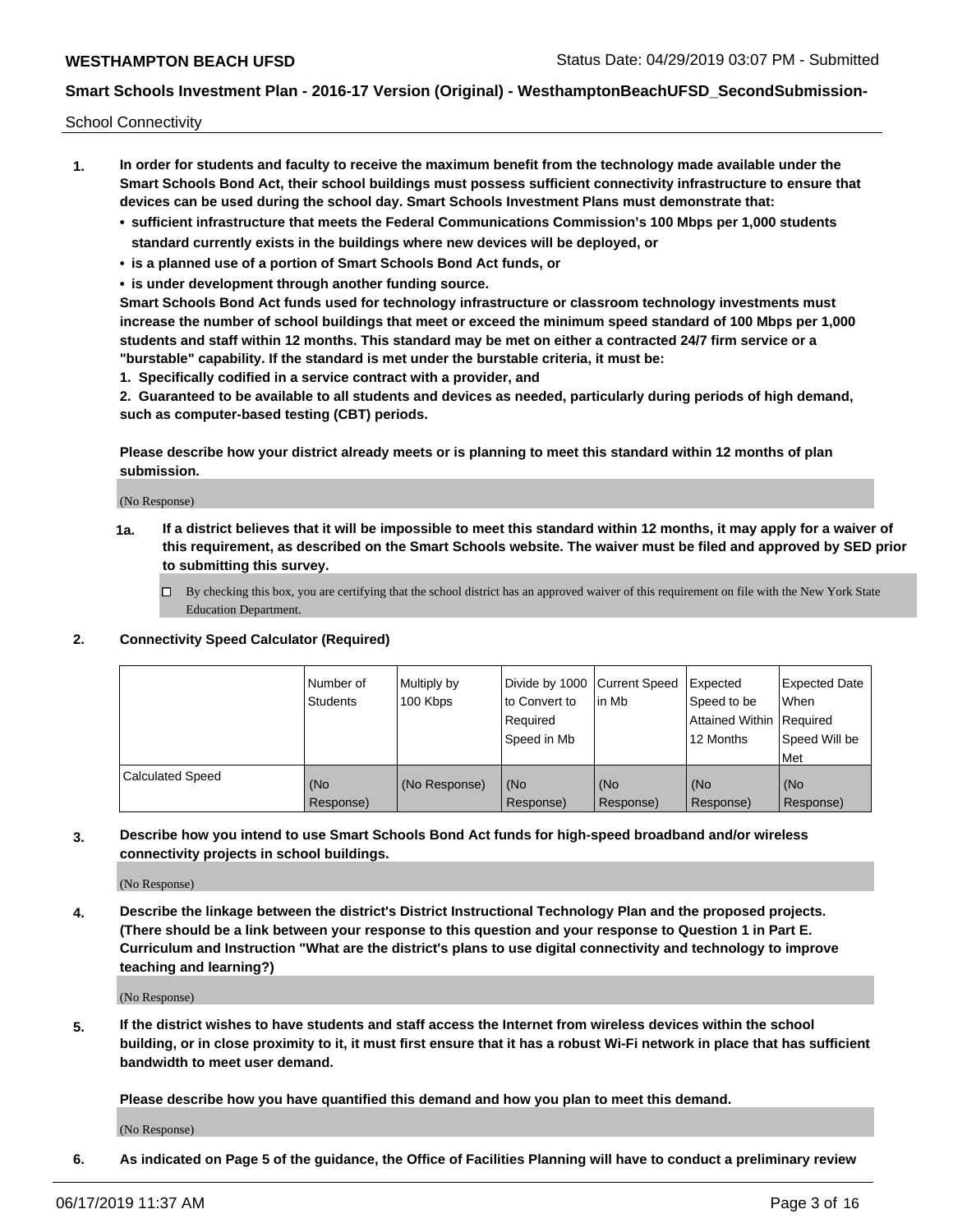School Connectivity

1. **In order for students and faculty to receive the maximum benefit from the technology made available under the Smart Schools Bond Act, their school buildings must possess sufficient connectivity infrastructure to ensure that devices can be used during the school day. Smart Schools Investment Plans must demonstrate that:**
   - **sufficient infrastructure that meets the Federal Communications Commission's 100 Mbps per 1,000 students standard currently exists in the buildings where new devices will be deployed, or**
   - **is a planned use of a portion of Smart Schools Bond Act funds, or**
   - **is under development through another funding source.**

   **Smart Schools Bond Act funds used for technology infrastructure or classroom technology investments must increase the number of school buildings that meet or exceed the minimum speed standard of 100 Mbps per 1,000 students and staff within 12 months. This standard may be met on either a contracted 24/7 firm service or a "burstable" capability. If the standard is met under the burstable criteria, it must be:**

   **1. Specifically codified in a service contract with a provider, and**

   **2. Guaranteed to be available to all students and devices as needed, particularly during periods of high demand, such as computer-based testing (CBT) periods.**

   **Please describe how your district already meets or is planning to meet this standard within 12 months of plan submission.**

   (No Response)

   **1a. If a district believes that it will be impossible to meet this standard within 12 months, it may apply for a waiver of this requirement, as described on the Smart Schools website. The waiver must be filed and approved by SED prior to submitting this survey.**

   ☐ By checking this box, you are certifying that the school district has an approved waiver of this requirement on file with the New York State Education Department.

2. **Connectivity Speed Calculator (Required)**

| | Number of Students | Multiply by 100 Kbps | Divide by 1000 to Convert to Required Speed in Mb | Current Speed in Mb | Expected Speed to be Attained Within 12 Months | Expected Date When Required Speed Will be Met |
|---|---|---|---|---|---|---|
| Calculated Speed | (No Response) | (No Response) | (No Response) | (No Response) | (No Response) | (No Response) |

3. **Describe how you intend to use Smart Schools Bond Act funds for high-speed broadband and/or wireless connectivity projects in school buildings.**

   (No Response)

4. **Describe the linkage between the district's District Instructional Technology Plan and the proposed projects. (There should be a link between your response to this question and your response to Question 1 in Part E. Curriculum and Instruction "What are the district's plans to use digital connectivity and technology to improve teaching and learning?)**

   (No Response)

5. **If the district wishes to have students and staff access the Internet from wireless devices within the school building, or in close proximity to it, it must first ensure that it has a robust Wi-Fi network in place that has sufficient bandwidth to meet user demand.**

   **Please describe how you have quantified this demand and how you plan to meet this demand.**

   (No Response)

6. **As indicated on Page 5 of the guidance, the Office of Facilities Planning will have to conduct a preliminary review**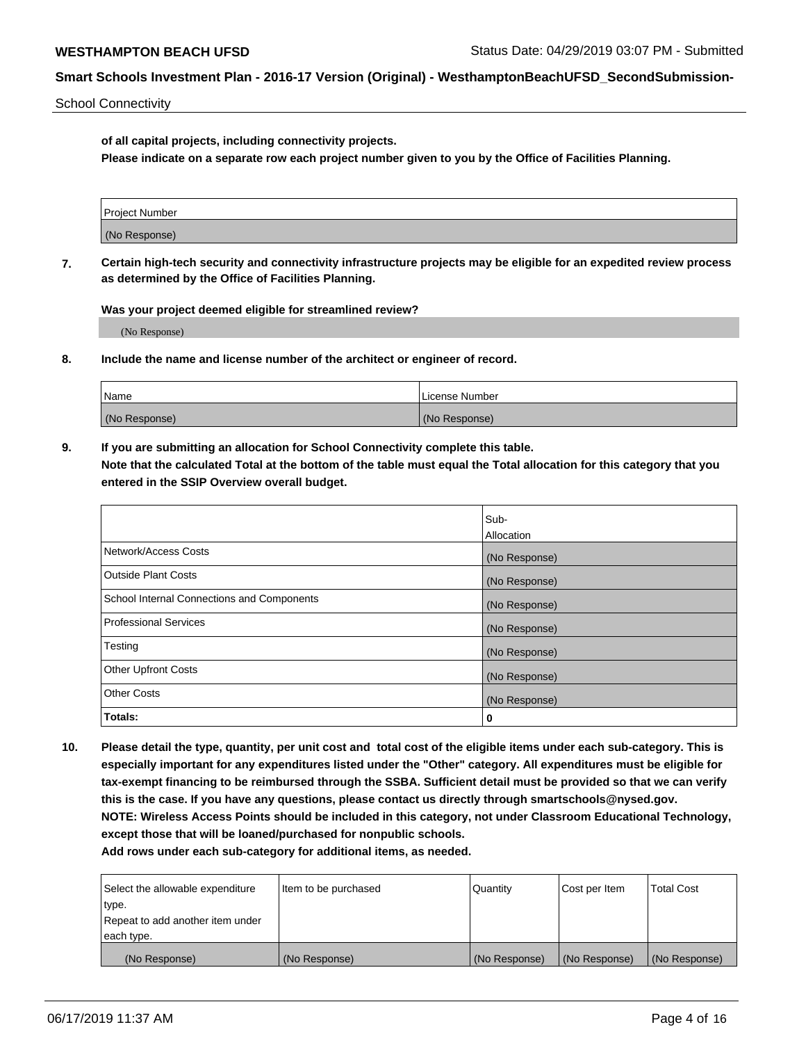of all capital projects, including connectivity projects.
**Please indicate on a separate row each project number given to you by the Office of Facilities Planning.**

| Project Number |
|---|
| (No Response) |

**7. Certain high-tech security and connectivity infrastructure projects may be eligible for an expedited review process as determined by the Office of Facilities Planning.**

**Was your project deemed eligible for streamlined review?**

(No Response)

**8. Include the name and license number of the architect or engineer of record.**

| Name | License Number |
|---|---|
| (No Response) | (No Response) |

**9. If you are submitting an allocation for School Connectivity complete this table.**
**Note that the calculated Total at the bottom of the table must equal the Total allocation for this category that you entered in the SSIP Overview overall budget.**

| | Sub-Allocation |
|---|---|
| Network/Access Costs | (No Response) |
| Outside Plant Costs | (No Response) |
| School Internal Connections and Components | (No Response) |
| Professional Services | (No Response) |
| Testing | (No Response) |
| Other Upfront Costs | (No Response) |
| Other Costs | (No Response) |
| **Totals:** | **0** |

**10. Please detail the type, quantity, per unit cost and total cost of the eligible items under each sub-category. This is especially important for any expenditures listed under the "Other" category. All expenditures must be eligible for tax-exempt financing to be reimbursed through the SSBA. Sufficient detail must be provided so that we can verify this is the case. If you have any questions, please contact us directly through smartschools@nysed.gov.**
**NOTE: Wireless Access Points should be included in this category, not under Classroom Educational Technology, except those that will be loaned/purchased for nonpublic schools.**
**Add rows under each sub-category for additional items, as needed.**

| Select the allowable expenditure type. Repeat to add another item under each type. | Item to be purchased | Quantity | Cost per Item | Total Cost |
|---|---|---|---|---|
| (No Response) | (No Response) | (No Response) | (No Response) | (No Response) |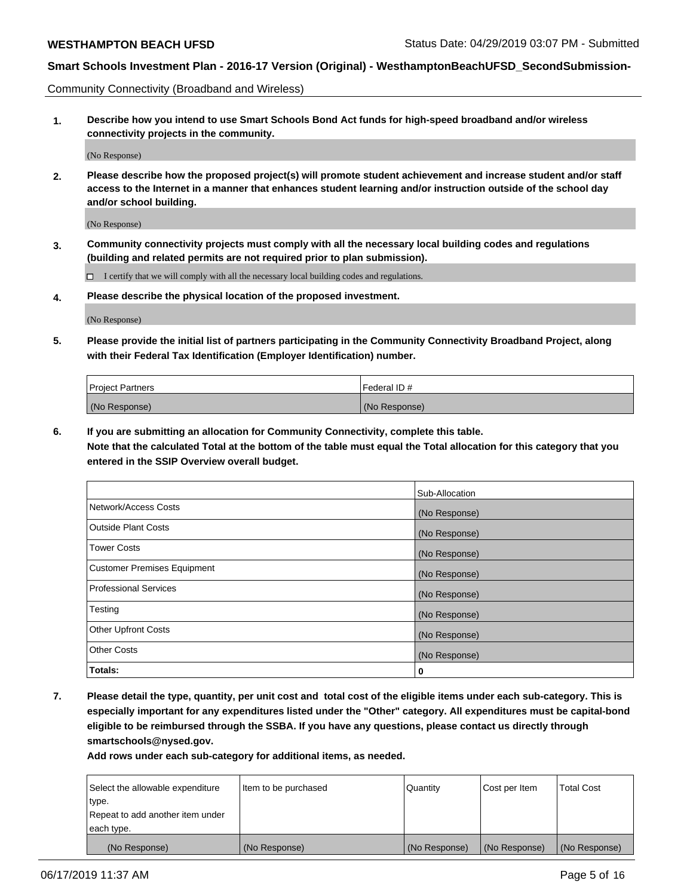Community Connectivity (Broadband and Wireless)

**1. Describe how you intend to use Smart Schools Bond Act funds for high-speed broadband and/or wireless connectivity projects in the community.**

(No Response)

**2. Please describe how the proposed project(s) will promote student achievement and increase student and/or staff access to the Internet in a manner that enhances student learning and/or instruction outside of the school day and/or school building.**

(No Response)

**3. Community connectivity projects must comply with all the necessary local building codes and regulations (building and related permits are not required prior to plan submission).**

☐ I certify that we will comply with all the necessary local building codes and regulations.

**4. Please describe the physical location of the proposed investment.**

(No Response)

**5. Please provide the initial list of partners participating in the Community Connectivity Broadband Project, along with their Federal Tax Identification (Employer Identification) number.**

| Project Partners | Federal ID # |
|---|---|
| (No Response) | (No Response) |

**6. If you are submitting an allocation for Community Connectivity, complete this table.**
**Note that the calculated Total at the bottom of the table must equal the Total allocation for this category that you entered in the SSIP Overview overall budget.**

| | Sub-Allocation |
|---|---|
| Network/Access Costs | (No Response) |
| Outside Plant Costs | (No Response) |
| Tower Costs | (No Response) |
| Customer Premises Equipment | (No Response) |
| Professional Services | (No Response) |
| Testing | (No Response) |
| Other Upfront Costs | (No Response) |
| Other Costs | (No Response) |
| **Totals:** | **0** |

**7. Please detail the type, quantity, per unit cost and total cost of the eligible items under each sub-category. This is especially important for any expenditures listed under the "Other" category. All expenditures must be capital-bond eligible to be reimbursed through the SSBA. If you have any questions, please contact us directly through smartschools@nysed.gov.**

**Add rows under each sub-category for additional items, as needed.**

| Select the allowable expenditure type. Repeat to add another item under each type. | Item to be purchased | Quantity | Cost per Item | Total Cost |
|---|---|---|---|---|
| (No Response) | (No Response) | (No Response) | (No Response) | (No Response) |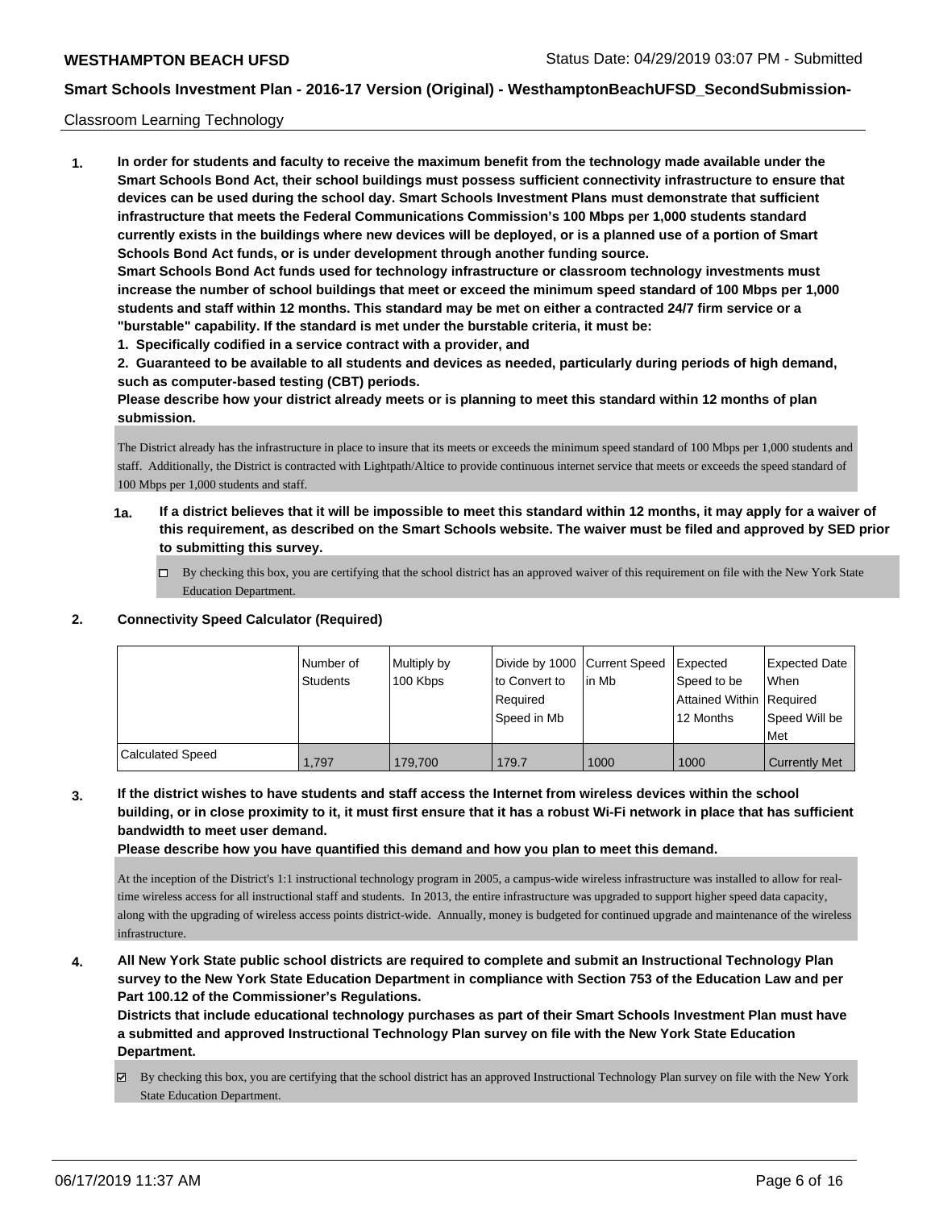Classroom Learning Technology

**1. In order for students and faculty to receive the maximum benefit from the technology made available under the Smart Schools Bond Act, their school buildings must possess sufficient connectivity infrastructure to ensure that devices can be used during the school day. Smart Schools Investment Plans must demonstrate that sufficient infrastructure that meets the Federal Communications Commission's 100 Mbps per 1,000 students standard currently exists in the buildings where new devices will be deployed, or is a planned use of a portion of Smart Schools Bond Act funds, or is under development through another funding source.**

**Smart Schools Bond Act funds used for technology infrastructure or classroom technology investments must increase the number of school buildings that meet or exceed the minimum speed standard of 100 Mbps per 1,000 students and staff within 12 months. This standard may be met on either a contracted 24/7 firm service or a "burstable" capability. If the standard is met under the burstable criteria, it must be:**

**1. Specifically codified in a service contract with a provider, and**

**2. Guaranteed to be available to all students and devices as needed, particularly during periods of high demand, such as computer-based testing (CBT) periods.**

**Please describe how your district already meets or is planning to meet this standard within 12 months of plan submission.**

The District already has the infrastructure in place to insure that its meets or exceeds the minimum speed standard of 100 Mbps per 1,000 students and staff. Additionally, the District is contracted with Lightpath/Altice to provide continuous internet service that meets or exceeds the speed standard of 100 Mbps per 1,000 students and staff.

**1a. If a district believes that it will be impossible to meet this standard within 12 months, it may apply for a waiver of this requirement, as described on the Smart Schools website. The waiver must be filed and approved by SED prior to submitting this survey.**

☐ By checking this box, you are certifying that the school district has an approved waiver of this requirement on file with the New York State Education Department.

**2. Connectivity Speed Calculator (Required)**

| | Number of Students | Multiply by 100 Kbps | Divide by 1000 to Convert to Required Speed in Mb | Current Speed in Mb | Expected Speed to be Attained Within 12 Months | Expected Date When Required Speed Will be Met |
|---|---|---|---|---|---|---|
| Calculated Speed | 1,797 | 179,700 | 179.7 | 1000 | 1000 | Currently Met |

**3. If the district wishes to have students and staff access the Internet from wireless devices within the school building, or in close proximity to it, it must first ensure that it has a robust Wi-Fi network in place that has sufficient bandwidth to meet user demand.**

**Please describe how you have quantified this demand and how you plan to meet this demand.**

At the inception of the District's 1:1 instructional technology program in 2005, a campus-wide wireless infrastructure was installed to allow for real-time wireless access for all instructional staff and students. In 2013, the entire infrastructure was upgraded to support higher speed data capacity, along with the upgrading of wireless access points district-wide. Annually, money is budgeted for continued upgrade and maintenance of the wireless infrastructure.

**4. All New York State public school districts are required to complete and submit an Instructional Technology Plan survey to the New York State Education Department in compliance with Section 753 of the Education Law and per Part 100.12 of the Commissioner's Regulations.**

**Districts that include educational technology purchases as part of their Smart Schools Investment Plan must have a submitted and approved Instructional Technology Plan survey on file with the New York State Education Department.**

☑ By checking this box, you are certifying that the school district has an approved Instructional Technology Plan survey on file with the New York State Education Department.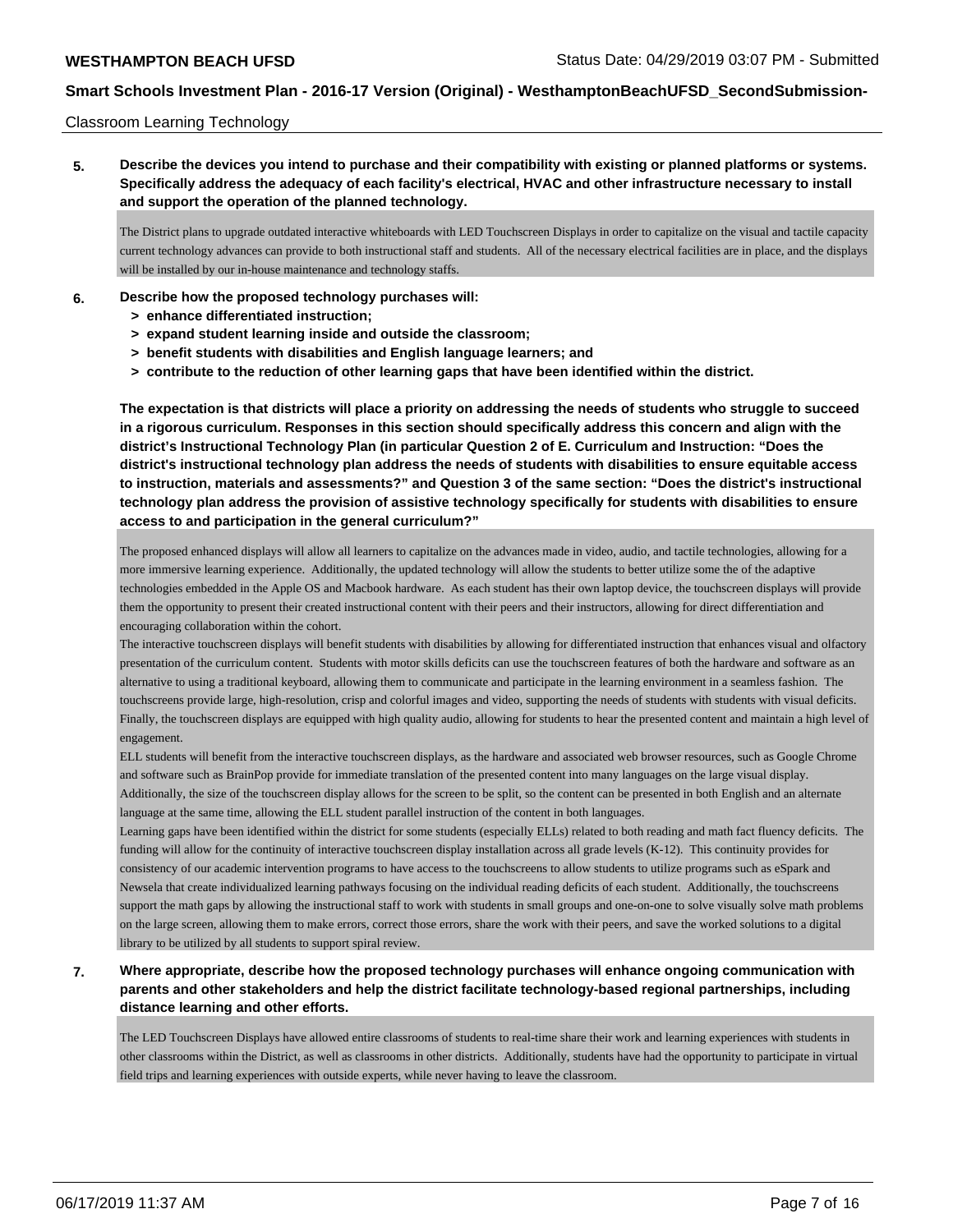Classroom Learning Technology

**5. Describe the devices you intend to purchase and their compatibility with existing or planned platforms or systems. Specifically address the adequacy of each facility's electrical, HVAC and other infrastructure necessary to install and support the operation of the planned technology.**

The District plans to upgrade outdated interactive whiteboards with LED Touchscreen Displays in order to capitalize on the visual and tactile capacity current technology advances can provide to both instructional staff and students. All of the necessary electrical facilities are in place, and the displays will be installed by our in-house maintenance and technology staffs.

**6. Describe how the proposed technology purchases will:**
- **> enhance differentiated instruction;**
- **> expand student learning inside and outside the classroom;**
- **> benefit students with disabilities and English language learners; and**
- **> contribute to the reduction of other learning gaps that have been identified within the district.**

**The expectation is that districts will place a priority on addressing the needs of students who struggle to succeed in a rigorous curriculum. Responses in this section should specifically address this concern and align with the district's Instructional Technology Plan (in particular Question 2 of E. Curriculum and Instruction: "Does the district's instructional technology plan address the needs of students with disabilities to ensure equitable access to instruction, materials and assessments?" and Question 3 of the same section: "Does the district's instructional technology plan address the provision of assistive technology specifically for students with disabilities to ensure access to and participation in the general curriculum?"**

The proposed enhanced displays will allow all learners to capitalize on the advances made in video, audio, and tactile technologies, allowing for a more immersive learning experience. Additionally, the updated technology will allow the students to better utilize some the of the adaptive technologies embedded in the Apple OS and Macbook hardware. As each student has their own laptop device, the touchscreen displays will provide them the opportunity to present their created instructional content with their peers and their instructors, allowing for direct differentiation and encouraging collaboration within the cohort.

The interactive touchscreen displays will benefit students with disabilities by allowing for differentiated instruction that enhances visual and olfactory presentation of the curriculum content. Students with motor skills deficits can use the touchscreen features of both the hardware and software as an alternative to using a traditional keyboard, allowing them to communicate and participate in the learning environment in a seamless fashion. The touchscreens provide large, high-resolution, crisp and colorful images and video, supporting the needs of students with students with visual deficits. Finally, the touchscreen displays are equipped with high quality audio, allowing for students to hear the presented content and maintain a high level of engagement.

ELL students will benefit from the interactive touchscreen displays, as the hardware and associated web browser resources, such as Google Chrome and software such as BrainPop provide for immediate translation of the presented content into many languages on the large visual display. Additionally, the size of the touchscreen display allows for the screen to be split, so the content can be presented in both English and an alternate language at the same time, allowing the ELL student parallel instruction of the content in both languages.

Learning gaps have been identified within the district for some students (especially ELLs) related to both reading and math fact fluency deficits. The funding will allow for the continuity of interactive touchscreen display installation across all grade levels (K-12). This continuity provides for consistency of our academic intervention programs to have access to the touchscreens to allow students to utilize programs such as eSpark and Newsela that create individualized learning pathways focusing on the individual reading deficits of each student. Additionally, the touchscreens support the math gaps by allowing the instructional staff to work with students in small groups and one-on-one to solve visually solve math problems on the large screen, allowing them to make errors, correct those errors, share the work with their peers, and save the worked solutions to a digital library to be utilized by all students to support spiral review.

**7. Where appropriate, describe how the proposed technology purchases will enhance ongoing communication with parents and other stakeholders and help the district facilitate technology-based regional partnerships, including distance learning and other efforts.**

The LED Touchscreen Displays have allowed entire classrooms of students to real-time share their work and learning experiences with students in other classrooms within the District, as well as classrooms in other districts. Additionally, students have had the opportunity to participate in virtual field trips and learning experiences with outside experts, while never having to leave the classroom.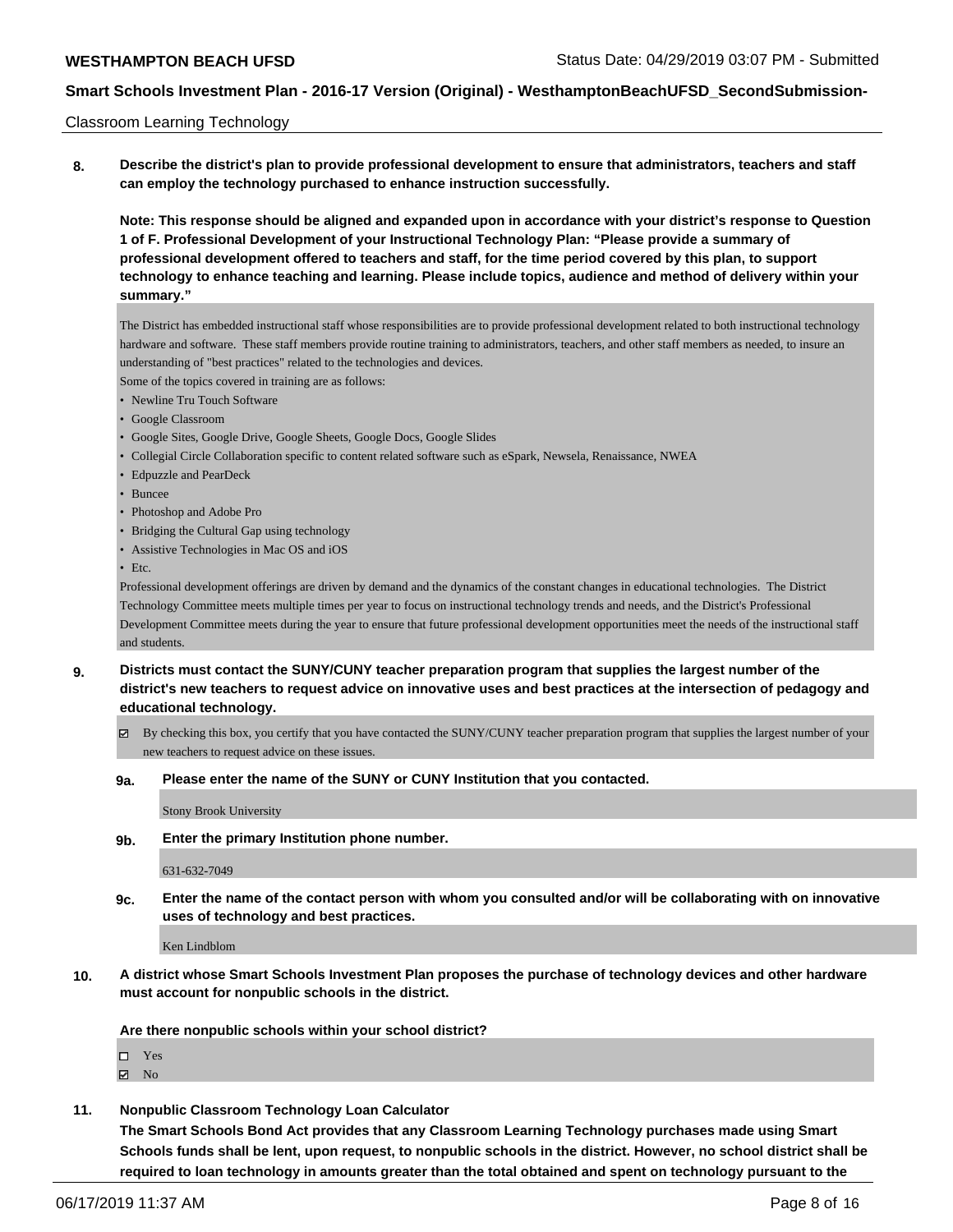Classroom Learning Technology

**8. Describe the district's plan to provide professional development to ensure that administrators, teachers and staff can employ the technology purchased to enhance instruction successfully.**

**Note: This response should be aligned and expanded upon in accordance with your district's response to Question 1 of F. Professional Development of your Instructional Technology Plan: "Please provide a summary of professional development offered to teachers and staff, for the time period covered by this plan, to support technology to enhance teaching and learning. Please include topics, audience and method of delivery within your summary."**

The District has embedded instructional staff whose responsibilities are to provide professional development related to both instructional technology hardware and software. These staff members provide routine training to administrators, teachers, and other staff members as needed, to insure an understanding of "best practices" related to the technologies and devices.

Some of the topics covered in training are as follows:

- Newline Tru Touch Software
- Google Classroom
- Google Sites, Google Drive, Google Sheets, Google Docs, Google Slides
- Collegial Circle Collaboration specific to content related software such as eSpark, Newsela, Renaissance, NWEA
- Edpuzzle and PearDeck
- Buncee
- Photoshop and Adobe Pro
- Bridging the Cultural Gap using technology
- Assistive Technologies in Mac OS and iOS
- Etc.

Professional development offerings are driven by demand and the dynamics of the constant changes in educational technologies. The District Technology Committee meets multiple times per year to focus on instructional technology trends and needs, and the District's Professional Development Committee meets during the year to ensure that future professional development opportunities meet the needs of the instructional staff and students.

**9. Districts must contact the SUNY/CUNY teacher preparation program that supplies the largest number of the district's new teachers to request advice on innovative uses and best practices at the intersection of pedagogy and educational technology.**

☑ By checking this box, you certify that you have contacted the SUNY/CUNY teacher preparation program that supplies the largest number of your new teachers to request advice on these issues.

**9a. Please enter the name of the SUNY or CUNY Institution that you contacted.**

Stony Brook University

**9b. Enter the primary Institution phone number.**

631-632-7049

**9c. Enter the name of the contact person with whom you consulted and/or will be collaborating with on innovative uses of technology and best practices.**

Ken Lindblom

**10. A district whose Smart Schools Investment Plan proposes the purchase of technology devices and other hardware must account for nonpublic schools in the district.**

**Are there nonpublic schools within your school district?**

☐ Yes
☑ No

**11. Nonpublic Classroom Technology Loan Calculator**

**The Smart Schools Bond Act provides that any Classroom Learning Technology purchases made using Smart Schools funds shall be lent, upon request, to nonpublic schools in the district. However, no school district shall be required to loan technology in amounts greater than the total obtained and spent on technology pursuant to the**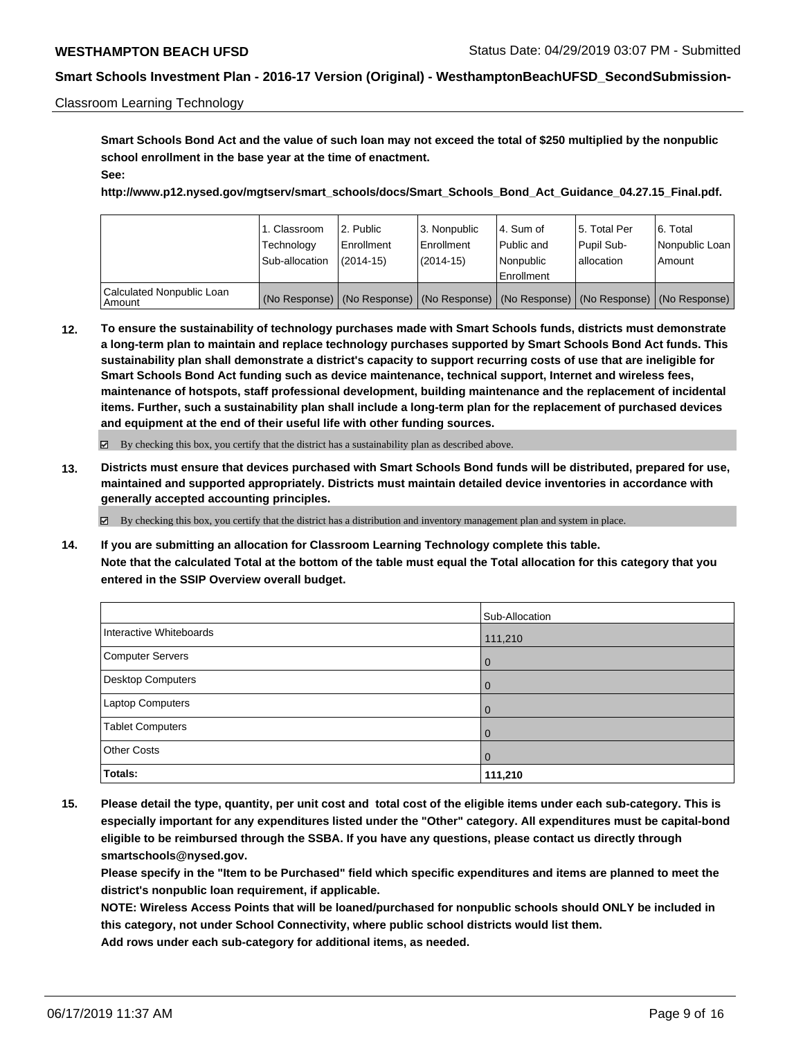Classroom Learning Technology

**Smart Schools Bond Act and the value of such loan may not exceed the total of $250 multiplied by the nonpublic school enrollment in the base year at the time of enactment.**

**See:**

**http://www.p12.nysed.gov/mgtserv/smart_schools/docs/Smart_Schools_Bond_Act_Guidance_04.27.15_Final.pdf.**

| | 1. Classroom Technology Sub-allocation | 2. Public Enrollment (2014-15) | 3. Nonpublic Enrollment (2014-15) | 4. Sum of Public and Nonpublic Enrollment | 5. Total Per Pupil Sub-allocation | 6. Total Nonpublic Loan Amount |
|---|---|---|---|---|---|---|
| Calculated Nonpublic Loan Amount | (No Response) | (No Response) | (No Response) | (No Response) | (No Response) | (No Response) |

**12. To ensure the sustainability of technology purchases made with Smart Schools funds, districts must demonstrate a long-term plan to maintain and replace technology purchases supported by Smart Schools Bond Act funds. This sustainability plan shall demonstrate a district's capacity to support recurring costs of use that are ineligible for Smart Schools Bond Act funding such as device maintenance, technical support, Internet and wireless fees, maintenance of hotspots, staff professional development, building maintenance and the replacement of incidental items. Further, such a sustainability plan shall include a long-term plan for the replacement of purchased devices and equipment at the end of their useful life with other funding sources.**

☑ By checking this box, you certify that the district has a sustainability plan as described above.

**13. Districts must ensure that devices purchased with Smart Schools Bond funds will be distributed, prepared for use, maintained and supported appropriately. Districts must maintain detailed device inventories in accordance with generally accepted accounting principles.**

☑ By checking this box, you certify that the district has a distribution and inventory management plan and system in place.

**14. If you are submitting an allocation for Classroom Learning Technology complete this table. Note that the calculated Total at the bottom of the table must equal the Total allocation for this category that you entered in the SSIP Overview overall budget.**

| | Sub-Allocation |
|---|---|
| Interactive Whiteboards | 111,210 |
| Computer Servers | 0 |
| Desktop Computers | 0 |
| Laptop Computers | 0 |
| Tablet Computers | 0 |
| Other Costs | 0 |
| **Totals:** | **111,210** |

**15. Please detail the type, quantity, per unit cost and total cost of the eligible items under each sub-category. This is especially important for any expenditures listed under the "Other" category. All expenditures must be capital-bond eligible to be reimbursed through the SSBA. If you have any questions, please contact us directly through smartschools@nysed.gov.**

**Please specify in the "Item to be Purchased" field which specific expenditures and items are planned to meet the district's nonpublic loan requirement, if applicable.**

**NOTE: Wireless Access Points that will be loaned/purchased for nonpublic schools should ONLY be included in this category, not under School Connectivity, where public school districts would list them.**

**Add rows under each sub-category for additional items, as needed.**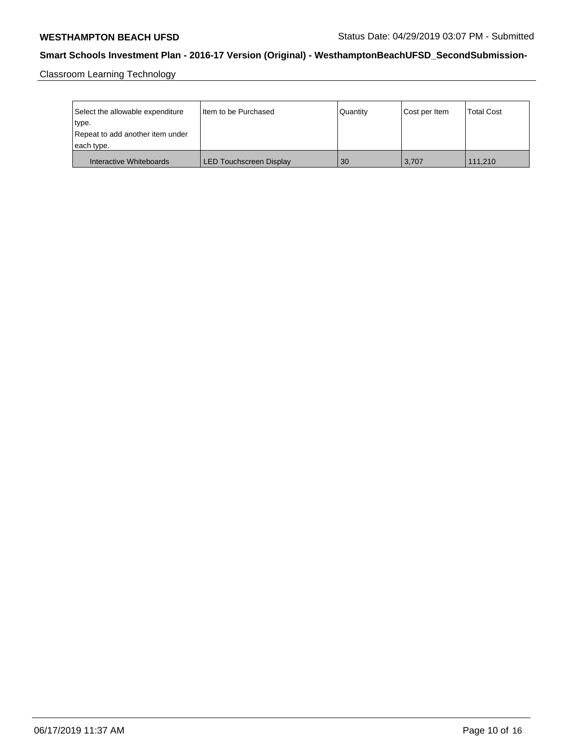Classroom Learning Technology

| Select the allowable expenditure type. Repeat to add another item under each type. | Item to be Purchased | Quantity | Cost per Item | Total Cost |
|---|---|---|---|---|
| Interactive Whiteboards | LED Touchscreen Display | 30 | 3,707 | 111,210 |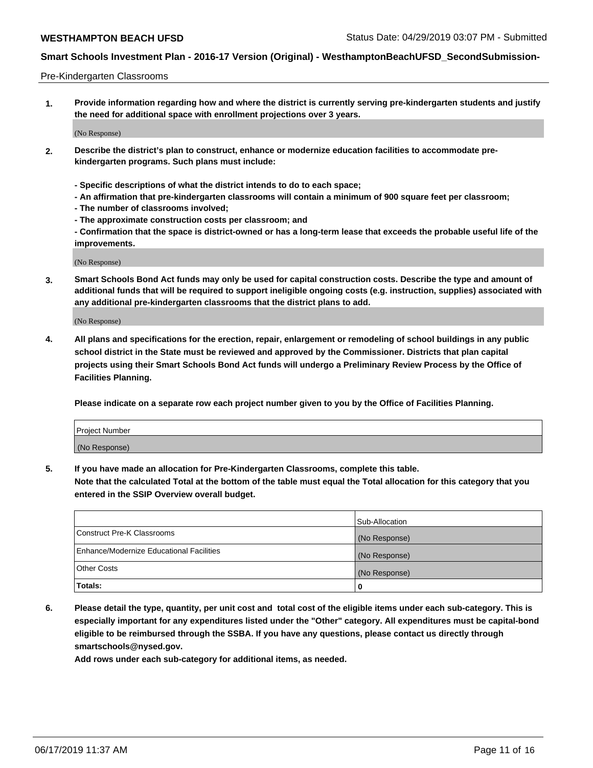Pre-Kindergarten Classrooms

**1. Provide information regarding how and where the district is currently serving pre-kindergarten students and justify the need for additional space with enrollment projections over 3 years.**

(No Response)

**2. Describe the district's plan to construct, enhance or modernize education facilities to accommodate pre-kindergarten programs. Such plans must include:**

**- Specific descriptions of what the district intends to do to each space;**
**- An affirmation that pre-kindergarten classrooms will contain a minimum of 900 square feet per classroom;**
**- The number of classrooms involved;**
**- The approximate construction costs per classroom; and**
**- Confirmation that the space is district-owned or has a long-term lease that exceeds the probable useful life of the improvements.**

(No Response)

**3. Smart Schools Bond Act funds may only be used for capital construction costs. Describe the type and amount of additional funds that will be required to support ineligible ongoing costs (e.g. instruction, supplies) associated with any additional pre-kindergarten classrooms that the district plans to add.**

(No Response)

**4. All plans and specifications for the erection, repair, enlargement or remodeling of school buildings in any public school district in the State must be reviewed and approved by the Commissioner. Districts that plan capital projects using their Smart Schools Bond Act funds will undergo a Preliminary Review Process by the Office of Facilities Planning.**

**Please indicate on a separate row each project number given to you by the Office of Facilities Planning.**

| Project Number |
|---|
| (No Response) |

**5. If you have made an allocation for Pre-Kindergarten Classrooms, complete this table.**
**Note that the calculated Total at the bottom of the table must equal the Total allocation for this category that you entered in the SSIP Overview overall budget.**

| | Sub-Allocation |
|---|---|
| Construct Pre-K Classrooms | (No Response) |
| Enhance/Modernize Educational Facilities | (No Response) |
| Other Costs | (No Response) |
| **Totals:** | **0** |

**6. Please detail the type, quantity, per unit cost and total cost of the eligible items under each sub-category. This is especially important for any expenditures listed under the "Other" category. All expenditures must be capital-bond eligible to be reimbursed through the SSBA. If you have any questions, please contact us directly through smartschools@nysed.gov.**
**Add rows under each sub-category for additional items, as needed.**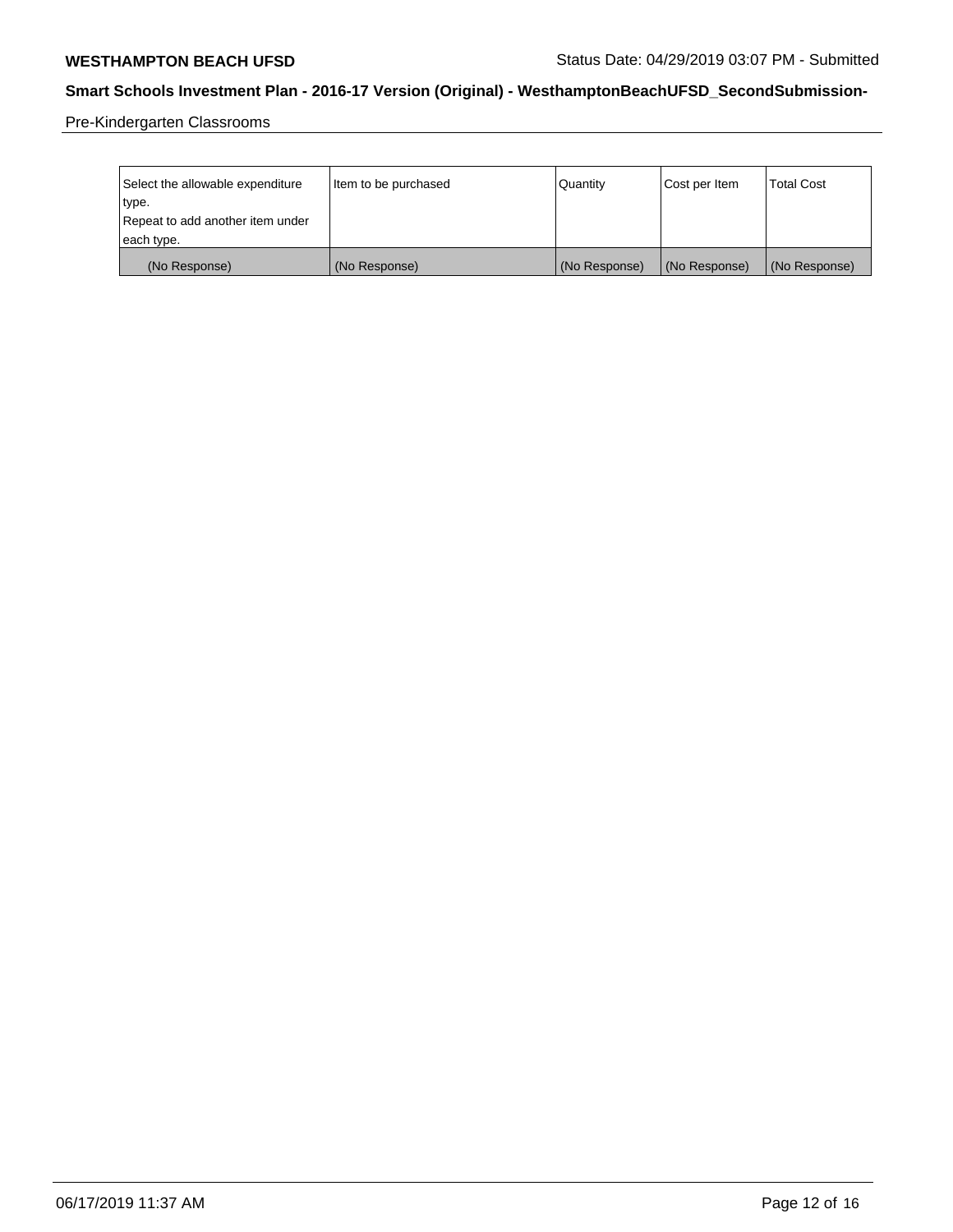Pre-Kindergarten Classrooms

| Select the allowable expenditure type.<br>Repeat to add another item under each type. | Item to be purchased | Quantity | Cost per Item | Total Cost |
|---|---|---|---|---|
| (No Response) | (No Response) | (No Response) | (No Response) | (No Response) |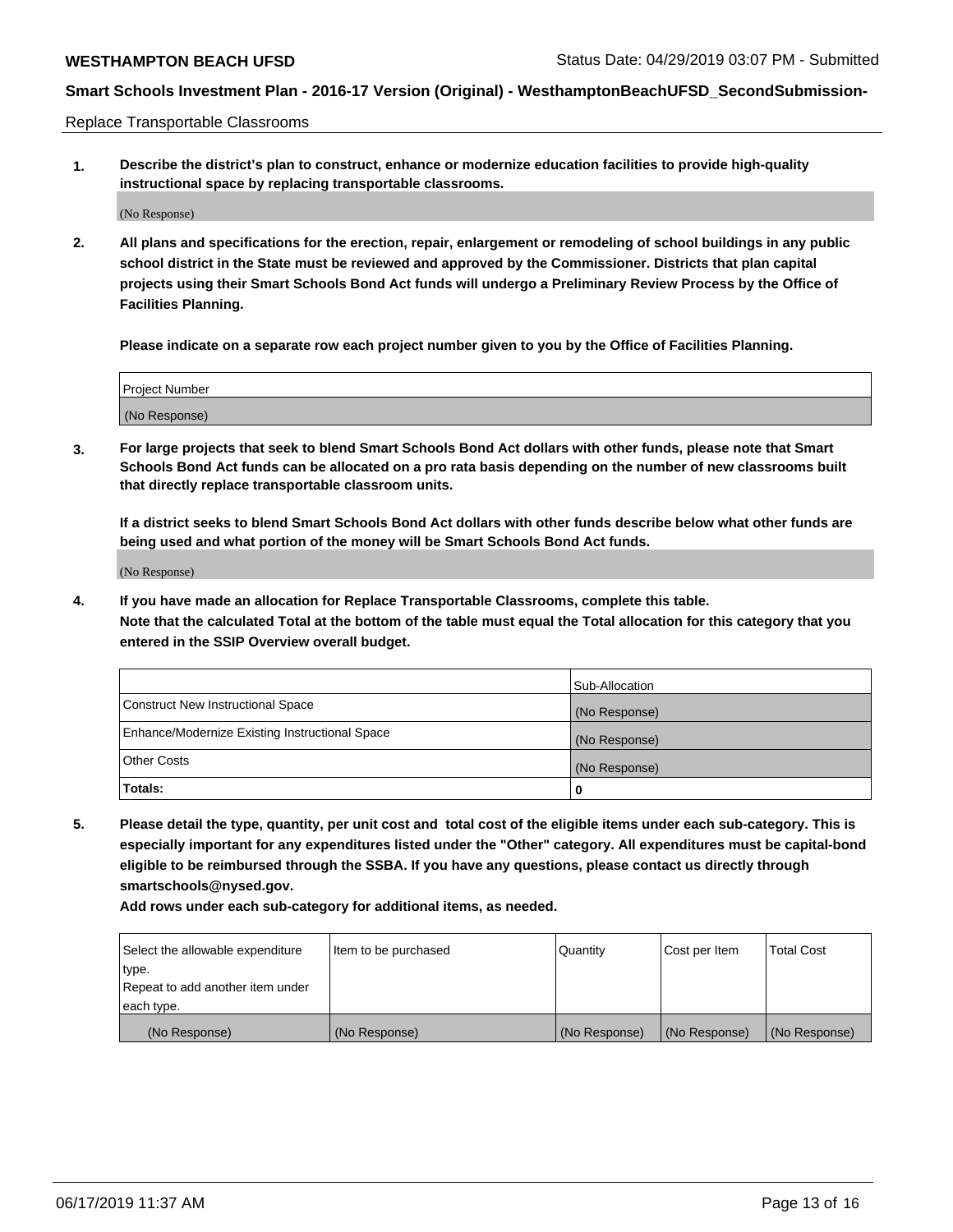Replace Transportable Classrooms

1. **Describe the district's plan to construct, enhance or modernize education facilities to provide high-quality instructional space by replacing transportable classrooms.**

(No Response)

2. **All plans and specifications for the erection, repair, enlargement or remodeling of school buildings in any public school district in the State must be reviewed and approved by the Commissioner. Districts that plan capital projects using their Smart Schools Bond Act funds will undergo a Preliminary Review Process by the Office of Facilities Planning.**

   **Please indicate on a separate row each project number given to you by the Office of Facilities Planning.**

| Project Number |
|---|
| (No Response) |

3. **For large projects that seek to blend Smart Schools Bond Act dollars with other funds, please note that Smart Schools Bond Act funds can be allocated on a pro rata basis depending on the number of new classrooms built that directly replace transportable classroom units.**

   **If a district seeks to blend Smart Schools Bond Act dollars with other funds describe below what other funds are being used and what portion of the money will be Smart Schools Bond Act funds.**

(No Response)

4. **If you have made an allocation for Replace Transportable Classrooms, complete this table. Note that the calculated Total at the bottom of the table must equal the Total allocation for this category that you entered in the SSIP Overview overall budget.**

| | Sub-Allocation |
|---|---|
| Construct New Instructional Space | (No Response) |
| Enhance/Modernize Existing Instructional Space | (No Response) |
| Other Costs | (No Response) |
| **Totals:** | **0** |

5. **Please detail the type, quantity, per unit cost and total cost of the eligible items under each sub-category. This is especially important for any expenditures listed under the "Other" category. All expenditures must be capital-bond eligible to be reimbursed through the SSBA. If you have any questions, please contact us directly through smartschools@nysed.gov.**

   **Add rows under each sub-category for additional items, as needed.**

| Select the allowable expenditure type. Repeat to add another item under each type. | Item to be purchased | Quantity | Cost per Item | Total Cost |
|---|---|---|---|---|
| (No Response) | (No Response) | (No Response) | (No Response) | (No Response) |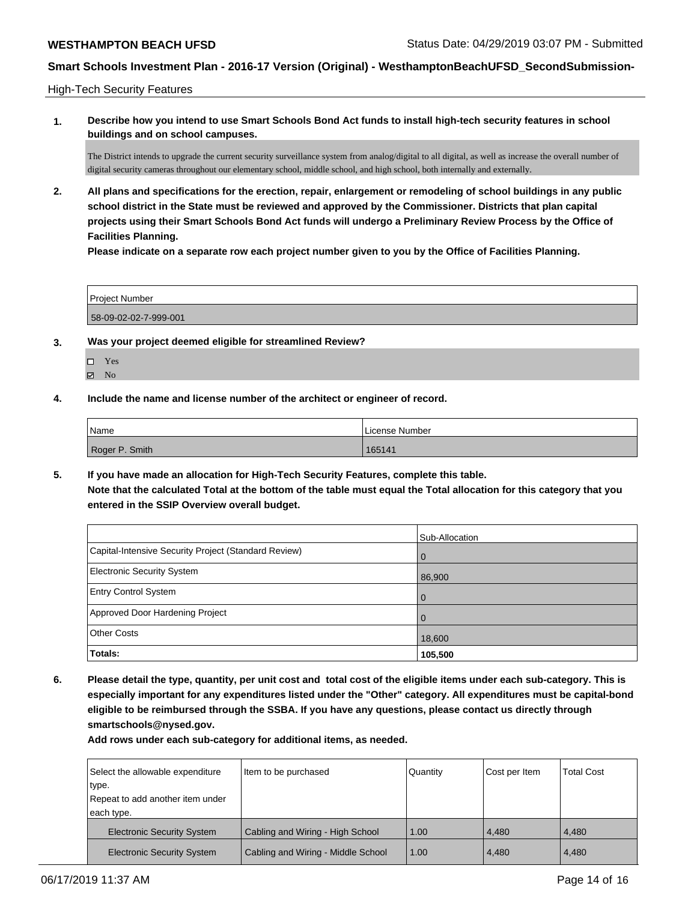High-Tech Security Features

**1. Describe how you intend to use Smart Schools Bond Act funds to install high-tech security features in school buildings and on school campuses.**

The District intends to upgrade the current security surveillance system from analog/digital to all digital, as well as increase the overall number of digital security cameras throughout our elementary school, middle school, and high school, both internally and externally.

**2. All plans and specifications for the erection, repair, enlargement or remodeling of school buildings in any public school district in the State must be reviewed and approved by the Commissioner. Districts that plan capital projects using their Smart Schools Bond Act funds will undergo a Preliminary Review Process by the Office of Facilities Planning.**

**Please indicate on a separate row each project number given to you by the Office of Facilities Planning.**

| Project Number |
|---|
| 58-09-02-02-7-999-001 |

**3. Was your project deemed eligible for streamlined Review?**

- ☐ Yes
- ☑ No

**4. Include the name and license number of the architect or engineer of record.**

| Name | License Number |
|---|---|
| Roger P. Smith | 165141 |

**5. If you have made an allocation for High-Tech Security Features, complete this table.**
**Note that the calculated Total at the bottom of the table must equal the Total allocation for this category that you entered in the SSIP Overview overall budget.**

| | Sub-Allocation |
|---|---|
| Capital-Intensive Security Project (Standard Review) | 0 |
| Electronic Security System | 86,900 |
| Entry Control System | 0 |
| Approved Door Hardening Project | 0 |
| Other Costs | 18,600 |
| **Totals:** | **105,500** |

**6. Please detail the type, quantity, per unit cost and total cost of the eligible items under each sub-category. This is especially important for any expenditures listed under the "Other" category. All expenditures must be capital-bond eligible to be reimbursed through the SSBA. If you have any questions, please contact us directly through smartschools@nysed.gov.**

**Add rows under each sub-category for additional items, as needed.**

| Select the allowable expenditure type. Repeat to add another item under each type. | Item to be purchased | Quantity | Cost per Item | Total Cost |
|---|---|---|---|---|
| Electronic Security System | Cabling and Wiring - High School | 1.00 | 4,480 | 4,480 |
| Electronic Security System | Cabling and Wiring - Middle School | 1.00 | 4,480 | 4,480 |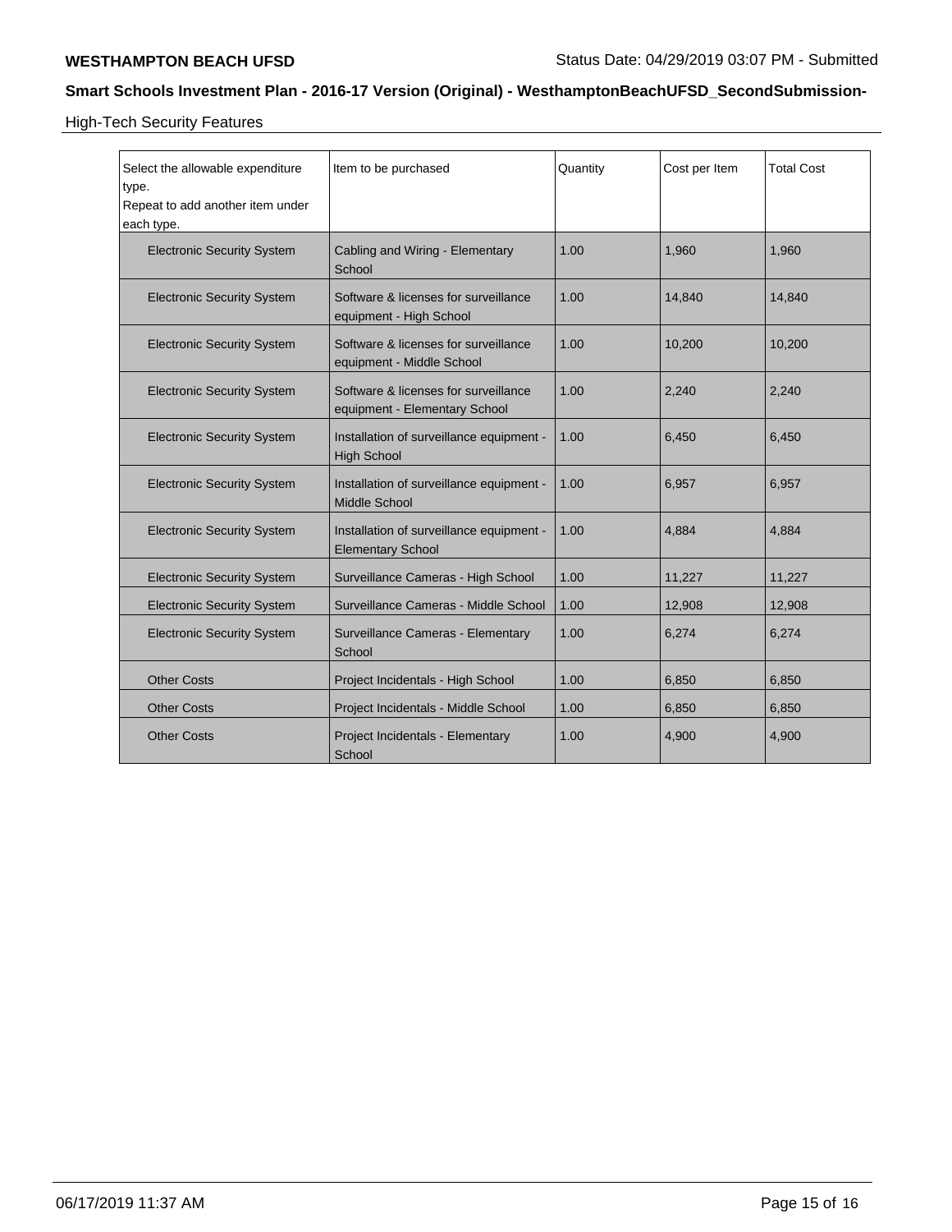High-Tech Security Features

| Select the allowable expenditure type. Repeat to add another item under each type. | Item to be purchased | Quantity | Cost per Item | Total Cost |
|---|---|---|---|---|
| Electronic Security System | Cabling and Wiring - Elementary School | 1.00 | 1,960 | 1,960 |
| Electronic Security System | Software & licenses for surveillance equipment - High School | 1.00 | 14,840 | 14,840 |
| Electronic Security System | Software & licenses for surveillance equipment - Middle School | 1.00 | 10,200 | 10,200 |
| Electronic Security System | Software & licenses for surveillance equipment - Elementary School | 1.00 | 2,240 | 2,240 |
| Electronic Security System | Installation of surveillance equipment - High School | 1.00 | 6,450 | 6,450 |
| Electronic Security System | Installation of surveillance equipment - Middle School | 1.00 | 6,957 | 6,957 |
| Electronic Security System | Installation of surveillance equipment - Elementary School | 1.00 | 4,884 | 4,884 |
| Electronic Security System | Surveillance Cameras - High School | 1.00 | 11,227 | 11,227 |
| Electronic Security System | Surveillance Cameras - Middle School | 1.00 | 12,908 | 12,908 |
| Electronic Security System | Surveillance Cameras - Elementary School | 1.00 | 6,274 | 6,274 |
| Other Costs | Project Incidentals - High School | 1.00 | 6,850 | 6,850 |
| Other Costs | Project Incidentals - Middle School | 1.00 | 6,850 | 6,850 |
| Other Costs | Project Incidentals - Elementary School | 1.00 | 4,900 | 4,900 |